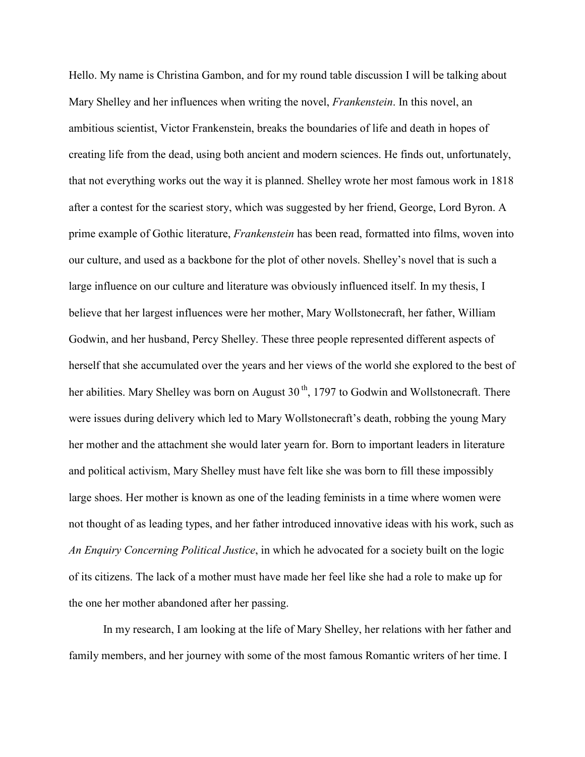Hello. My name is Christina Gambon, and for my round table discussion I will be talking about Mary Shelley and her influences when writing the novel, *Frankenstein*. In this novel, an ambitious scientist, Victor Frankenstein, breaks the boundaries of life and death in hopes of creating life from the dead, using both ancient and modern sciences. He finds out, unfortunately, that not everything works out the way it is planned. Shelley wrote her most famous work in 1818 after a contest for the scariest story, which was suggested by her friend, George, Lord Byron. A prime example of Gothic literature, *Frankenstein* has been read, formatted into films, woven into our culture, and used as a backbone for the plot of other novels. Shelley's novel that is such a large influence on our culture and literature was obviously influenced itself. In my thesis, I believe that her largest influences were her mother, Mary Wollstonecraft, her father, William Godwin, and her husband, Percy Shelley. These three people represented different aspects of herself that she accumulated over the years and her views of the world she explored to the best of her abilities. Mary Shelley was born on August 30th, 1797 to Godwin and Wollstonecraft. There were issues during delivery which led to Mary Wollstonecraft's death, robbing the young Mary her mother and the attachment she would later yearn for. Born to important leaders in literature and political activism, Mary Shelley must have felt like she was born to fill these impossibly large shoes. Her mother is known as one of the leading feminists in a time where women were not thought of as leading types, and her father introduced innovative ideas with his work, such as *An Enquiry Concerning Political Justice*, in which he advocated for a society built on the logic of its citizens. The lack of a mother must have made her feel like she had a role to make up for the one her mother abandoned after her passing.

In my research, I am looking at the life of Mary Shelley, her relations with her father and family members, and her journey with some of the most famous Romantic writers of her time. I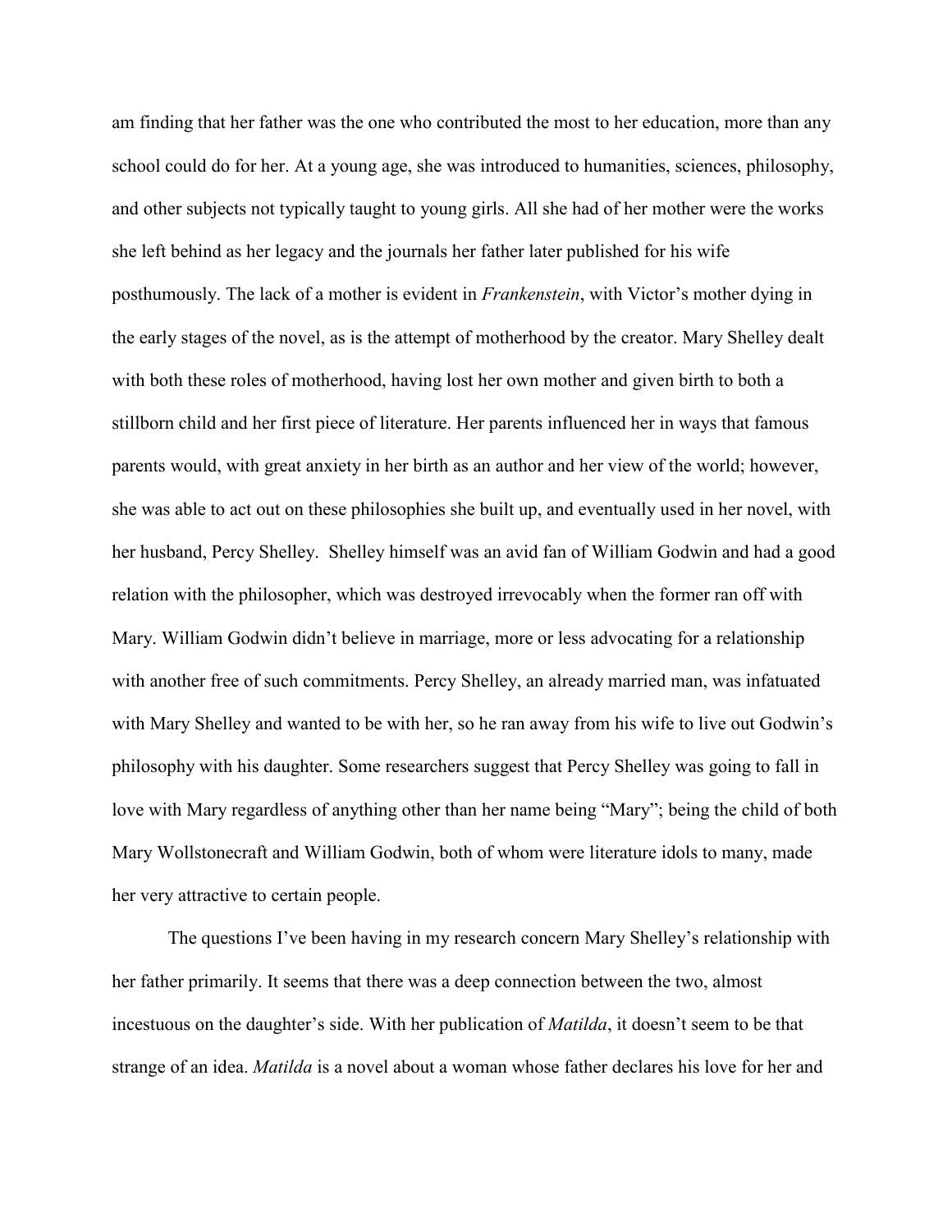am finding that her father was the one who contributed the most to her education, more than any school could do for her. At a young age, she was introduced to humanities, sciences, philosophy, and other subjects not typically taught to young girls. All she had of her mother were the works she left behind as her legacy and the journals her father later published for his wife posthumously. The lack of a mother is evident in *Frankenstein*, with Victor's mother dying in the early stages of the novel, as is the attempt of motherhood by the creator. Mary Shelley dealt with both these roles of motherhood, having lost her own mother and given birth to both a stillborn child and her first piece of literature. Her parents influenced her in ways that famous parents would, with great anxiety in her birth as an author and her view of the world; however, she was able to act out on these philosophies she built up, and eventually used in her novel, with her husband, Percy Shelley. Shelley himself was an avid fan of William Godwin and had a good relation with the philosopher, which was destroyed irrevocably when the former ran off with Mary. William Godwin didn't believe in marriage, more or less advocating for a relationship with another free of such commitments. Percy Shelley, an already married man, was infatuated with Mary Shelley and wanted to be with her, so he ran away from his wife to live out Godwin's philosophy with his daughter. Some researchers suggest that Percy Shelley was going to fall in love with Mary regardless of anything other than her name being "Mary"; being the child of both Mary Wollstonecraft and William Godwin, both of whom were literature idols to many, made her very attractive to certain people.

The questions I've been having in my research concern Mary Shelley's relationship with her father primarily. It seems that there was a deep connection between the two, almost incestuous on the daughter's side. With her publication of *Matilda*, it doesn't seem to be that strange of an idea. *Matilda* is a novel about a woman whose father declares his love for her and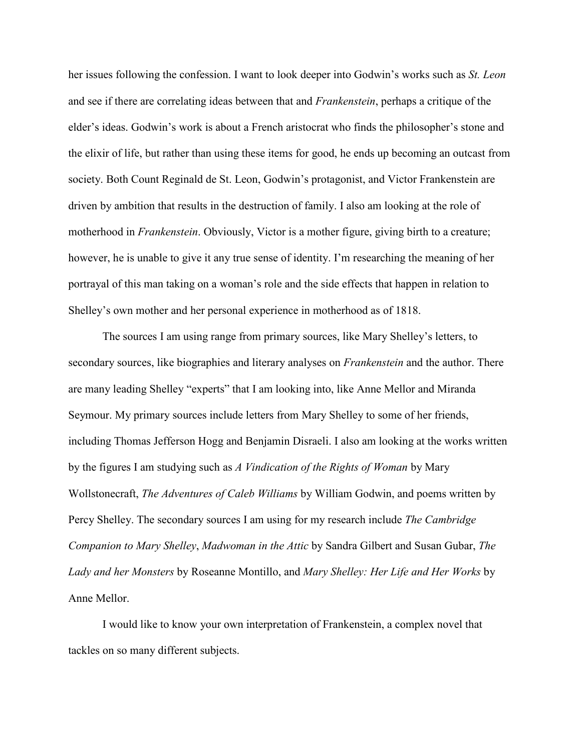her issues following the confession. I want to look deeper into Godwin's works such as *St. Leon* and see if there are correlating ideas between that and *Frankenstein*, perhaps a critique of the elder's ideas. Godwin's work is about a French aristocrat who finds the philosopher's stone and the elixir of life, but rather than using these items for good, he ends up becoming an outcast from society. Both Count Reginald de St. Leon, Godwin's protagonist, and Victor Frankenstein are driven by ambition that results in the destruction of family. I also am looking at the role of motherhood in *Frankenstein*. Obviously, Victor is a mother figure, giving birth to a creature; however, he is unable to give it any true sense of identity. I'm researching the meaning of her portrayal of this man taking on a woman's role and the side effects that happen in relation to Shelley's own mother and her personal experience in motherhood as of 1818.

The sources I am using range from primary sources, like Mary Shelley's letters, to secondary sources, like biographies and literary analyses on *Frankenstein* and the author. There are many leading Shelley "experts" that I am looking into, like Anne Mellor and Miranda Seymour. My primary sources include letters from Mary Shelley to some of her friends, including Thomas Jefferson Hogg and Benjamin Disraeli. I also am looking at the works written by the figures I am studying such as *A Vindication of the Rights of Woman* by Mary Wollstonecraft, *The Adventures of Caleb Williams* by William Godwin, and poems written by Percy Shelley. The secondary sources I am using for my research include *The Cambridge Companion to Mary Shelley*, *Madwoman in the Attic* by Sandra Gilbert and Susan Gubar, *The Lady and her Monsters* by Roseanne Montillo, and *Mary Shelley: Her Life and Her Works* by Anne Mellor.

I would like to know your own interpretation of Frankenstein, a complex novel that tackles on so many different subjects.